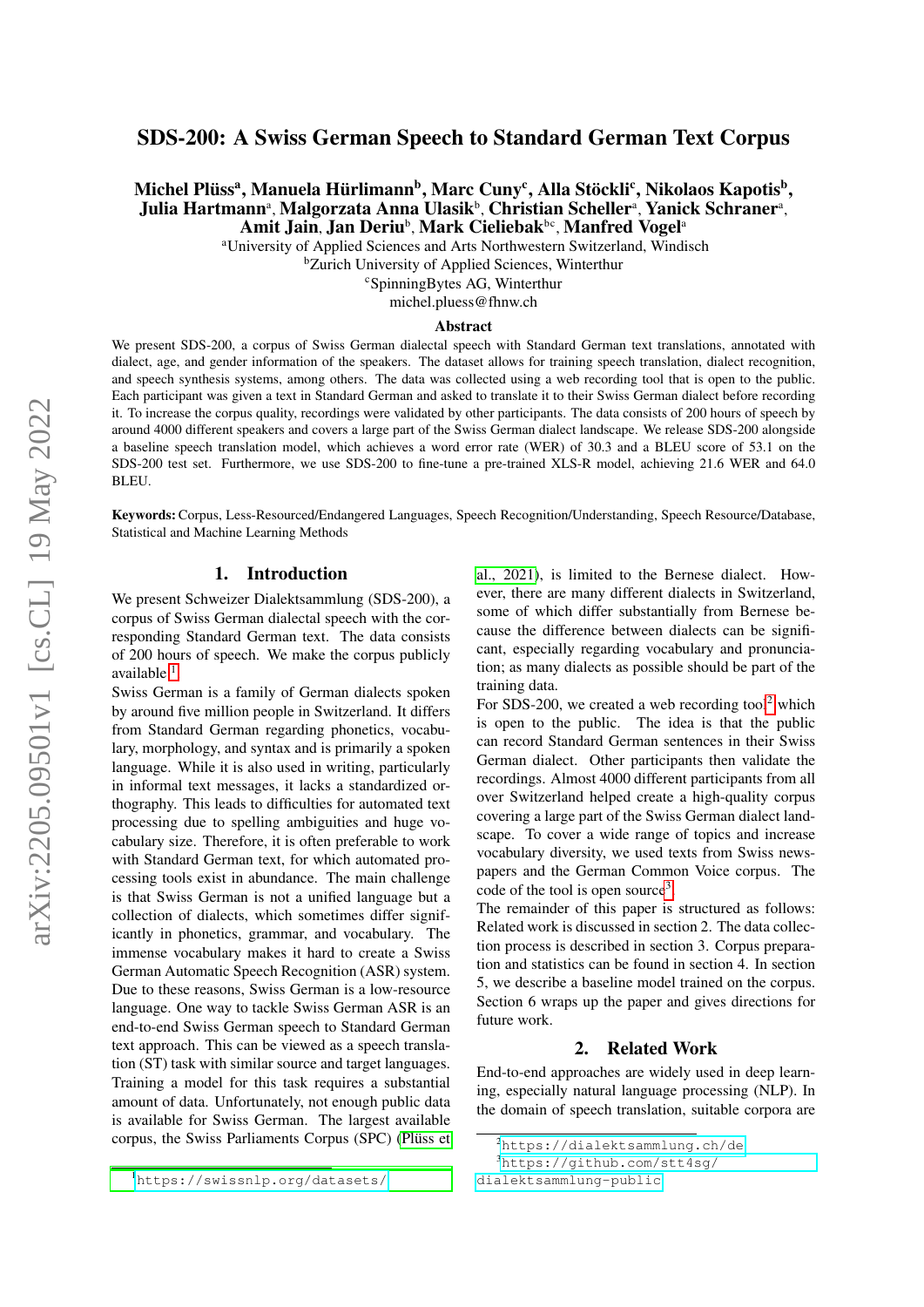# SDS-200: A Swiss German Speech to Standard German Text Corpus

**Michel Plüss[a], Manuela Hürlimann[b], Marc Cuny[c], Alla Stöckli[c], Nikolaos Kapotis[b], Julia Hartmann[a], Malgorzata Anna Ulasik[b], Christian Scheller[a], Yanick Schraner[a], Amit Jain, Jan Deriu[b], Mark Cieliebak[bc], Manfred Vogel[a]**

[a]University of Applied Sciences and Arts Northwestern Switzerland, Windisch
[b]Zurich University of Applied Sciences, Winterthur
[c]SpinningBytes AG, Winterthur
michel.pluess@fhnw.ch

### Abstract

We present SDS-200, a corpus of Swiss German dialectal speech with Standard German text translations, annotated with dialect, age, and gender information of the speakers. The dataset allows for training speech translation, dialect recognition, and speech synthesis systems, among others. The data was collected using a web recording tool that is open to the public. Each participant was given a text in Standard German and asked to translate it to their Swiss German dialect before recording it. To increase the corpus quality, recordings were validated by other participants. The data consists of 200 hours of speech by around 4000 different speakers and covers a large part of the Swiss German dialect landscape. We release SDS-200 alongside a baseline speech translation model, which achieves a word error rate (WER) of 30.3 and a BLEU score of 53.1 on the SDS-200 test set. Furthermore, we use SDS-200 to fine-tune a pre-trained XLS-R model, achieving 21.6 WER and 64.0 BLEU.

**Keywords:** Corpus, Less-Resourced/Endangered Languages, Speech Recognition/Understanding, Speech Resource/Database, Statistical and Machine Learning Methods

## 1. Introduction

We present Schweizer Dialektsammlung (SDS-200), a corpus of Swiss German dialectal speech with the corresponding Standard German text. The data consists of 200 hours of speech. We make the corpus publicly available.[1]

Swiss German is a family of German dialects spoken by around five million people in Switzerland. It differs from Standard German regarding phonetics, vocabulary, morphology, and syntax and is primarily a spoken language. While it is also used in writing, particularly in informal text messages, it lacks a standardized orthography. This leads to difficulties for automated text processing due to spelling ambiguities and huge vocabulary size. Therefore, it is often preferable to work with Standard German text, for which automated processing tools exist in abundance. The main challenge is that Swiss German is not a unified language but a collection of dialects, which sometimes differ significantly in phonetics, grammar, and vocabulary. The immense vocabulary makes it hard to create a Swiss German Automatic Speech Recognition (ASR) system. Due to these reasons, Swiss German is a low-resource language. One way to tackle Swiss German ASR is an end-to-end Swiss German speech to Standard German text approach. This can be viewed as a speech translation (ST) task with similar source and target languages. Training a model for this task requires a substantial amount of data. Unfortunately, not enough public data is available for Swiss German. The largest available corpus, the Swiss Parliaments Corpus (SPC) (Plüss et al., 2021), is limited to the Bernese dialect. However, there are many different dialects in Switzerland, some of which differ substantially from Bernese because the difference between dialects can be significant, especially regarding vocabulary and pronunciation; as many dialects as possible should be part of the training data.

For SDS-200, we created a web recording tool[2] which is open to the public. The idea is that the public can record Standard German sentences in their Swiss German dialect. Other participants then validate the recordings. Almost 4000 different participants from all over Switzerland helped create a high-quality corpus covering a large part of the Swiss German dialect landscape. To cover a wide range of topics and increase vocabulary diversity, we used texts from Swiss newspapers and the German Common Voice corpus. The code of the tool is open source[3].

The remainder of this paper is structured as follows: Related work is discussed in section 2. The data collection process is described in section 3. Corpus preparation and statistics can be found in section 4. In section 5, we describe a baseline model trained on the corpus. Section 6 wraps up the paper and gives directions for future work.

## 2. Related Work

End-to-end approaches are widely used in deep learning, especially natural language processing (NLP). In the domain of speech translation, suitable corpora are

[1]https://swissnlp.org/datasets/

[2]https://dialektsammlung.ch/de

[3]https://github.com/stt4sg/dialektsammlung-public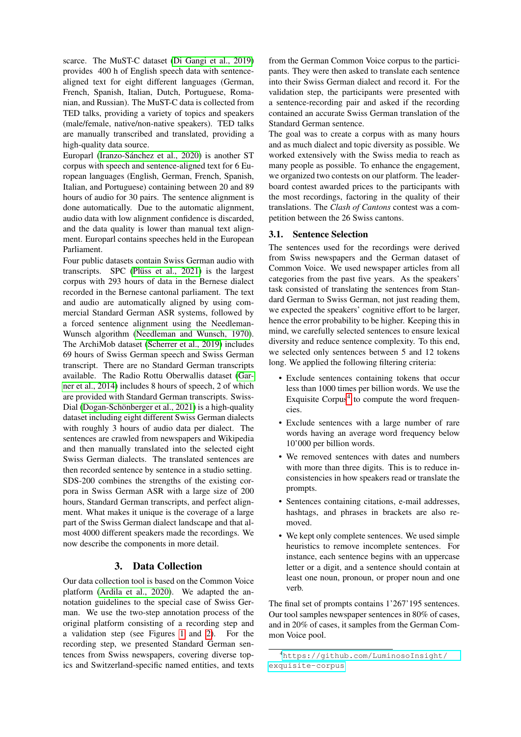scarce. The MuST-C dataset (Di Gangi et al., 2019) provides 400 h of English speech data with sentence-aligned text for eight different languages (German, French, Spanish, Italian, Dutch, Portuguese, Romanian, and Russian). The MuST-C data is collected from TED talks, providing a variety of topics and speakers (male/female, native/non-native speakers). TED talks are manually transcribed and translated, providing a high-quality data source.

Europarl (Iranzo-Sánchez et al., 2020) is another ST corpus with speech and sentence-aligned text for 6 European languages (English, German, French, Spanish, Italian, and Portuguese) containing between 20 and 89 hours of audio for 30 pairs. The sentence alignment is done automatically. Due to the automatic alignment, audio data with low alignment confidence is discarded, and the data quality is lower than manual text alignment. Europarl contains speeches held in the European Parliament.

Four public datasets contain Swiss German audio with transcripts. SPC (Plüss et al., 2021) is the largest corpus with 293 hours of data in the Bernese dialect recorded in the Bernese cantonal parliament. The text and audio are automatically aligned by using commercial Standard German ASR systems, followed by a forced sentence alignment using the Needleman-Wunsch algorithm (Needleman and Wunsch, 1970). The ArchiMob dataset (Scherrer et al., 2019) includes 69 hours of Swiss German speech and Swiss German transcript. There are no Standard German transcripts available. The Radio Rottu Oberwallis dataset (Garner et al., 2014) includes 8 hours of speech, 2 of which are provided with Standard German transcripts. SwissDial (Dogan-Schönberger et al., 2021) is a high-quality dataset including eight different Swiss German dialects with roughly 3 hours of audio data per dialect. The sentences are crawled from newspapers and Wikipedia and then manually translated into the selected eight Swiss German dialects. The translated sentences are then recorded sentence by sentence in a studio setting.

SDS-200 combines the strengths of the existing corpora in Swiss German ASR with a large size of 200 hours, Standard German transcripts, and perfect alignment. What makes it unique is the coverage of a large part of the Swiss German dialect landscape and that almost 4000 different speakers made the recordings. We now describe the components in more detail.

## 3. Data Collection

Our data collection tool is based on the Common Voice platform (Ardila et al., 2020). We adapted the annotation guidelines to the special case of Swiss German. We use the two-step annotation process of the original platform consisting of a recording step and a validation step (see Figures 1 and 2). For the recording step, we presented Standard German sentences from Swiss newspapers, covering diverse topics and Switzerland-specific named entities, and texts from the German Common Voice corpus to the participants. They were then asked to translate each sentence into their Swiss German dialect and record it. For the validation step, the participants were presented with a sentence-recording pair and asked if the recording contained an accurate Swiss German translation of the Standard German sentence.

The goal was to create a corpus with as many hours and as much dialect and topic diversity as possible. We worked extensively with the Swiss media to reach as many people as possible. To enhance the engagement, we organized two contests on our platform. The leaderboard contest awarded prices to the participants with the most recordings, factoring in the quality of their translations. The *Clash of Cantons* contest was a competition between the 26 Swiss cantons.

### 3.1. Sentence Selection

The sentences used for the recordings were derived from Swiss newspapers and the German dataset of Common Voice. We used newspaper articles from all categories from the past five years. As the speakers' task consisted of translating the sentences from Standard German to Swiss German, not just reading them, we expected the speakers' cognitive effort to be larger, hence the error probability to be higher. Keeping this in mind, we carefully selected sentences to ensure lexical diversity and reduce sentence complexity. To this end, we selected only sentences between 5 and 12 tokens long. We applied the following filtering criteria:

- Exclude sentences containing tokens that occur less than 1000 times per billion words. We use the Exquisite Corpus[4] to compute the word frequencies.
- Exclude sentences with a large number of rare words having an average word frequency below 10'000 per billion words.
- We removed sentences with dates and numbers with more than three digits. This is to reduce inconsistencies in how speakers read or translate the prompts.
- Sentences containing citations, e-mail addresses, hashtags, and phrases in brackets are also removed.
- We kept only complete sentences. We used simple heuristics to remove incomplete sentences. For instance, each sentence begins with an uppercase letter or a digit, and a sentence should contain at least one noun, pronoun, or proper noun and one verb.

The final set of prompts contains 1'267'195 sentences. Our tool samples newspaper sentences in 80% of cases, and in 20% of cases, it samples from the German Common Voice pool.

[4] https://github.com/LuminosoInsight/exquisite-corpus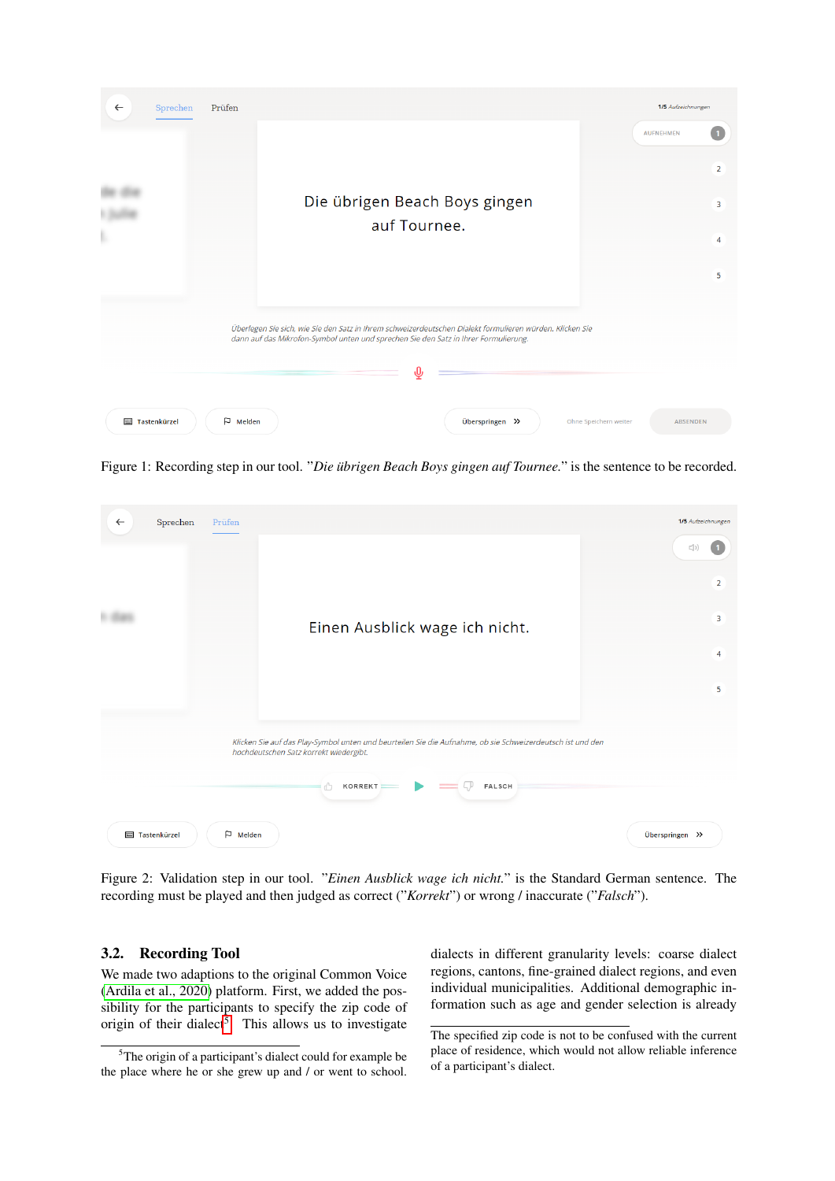Figure 1: Recording step in our tool. "*Die übrigen Beach Boys gingen auf Tournee.*" is the sentence to be recorded.

Figure 2: Validation step in our tool. "*Einen Ausblick wage ich nicht.*" is the Standard German sentence. The recording must be played and then judged as correct ("*Korrekt*") or wrong / inaccurate ("*Falsch*").

### 3.2. Recording Tool

We made two adaptions to the original Common Voice (Ardila et al., 2020) platform. First, we added the possibility for the participants to specify the zip code of origin of their dialect[5]. This allows us to investigate dialects in different granularity levels: coarse dialect regions, cantons, fine-grained dialect regions, and even individual municipalities. Additional demographic information such as age and gender selection is already

[5] The origin of a participant's dialect could for example be the place where he or she grew up and / or went to school. The specified zip code is not to be confused with the current place of residence, which would not allow reliable inference of a participant's dialect.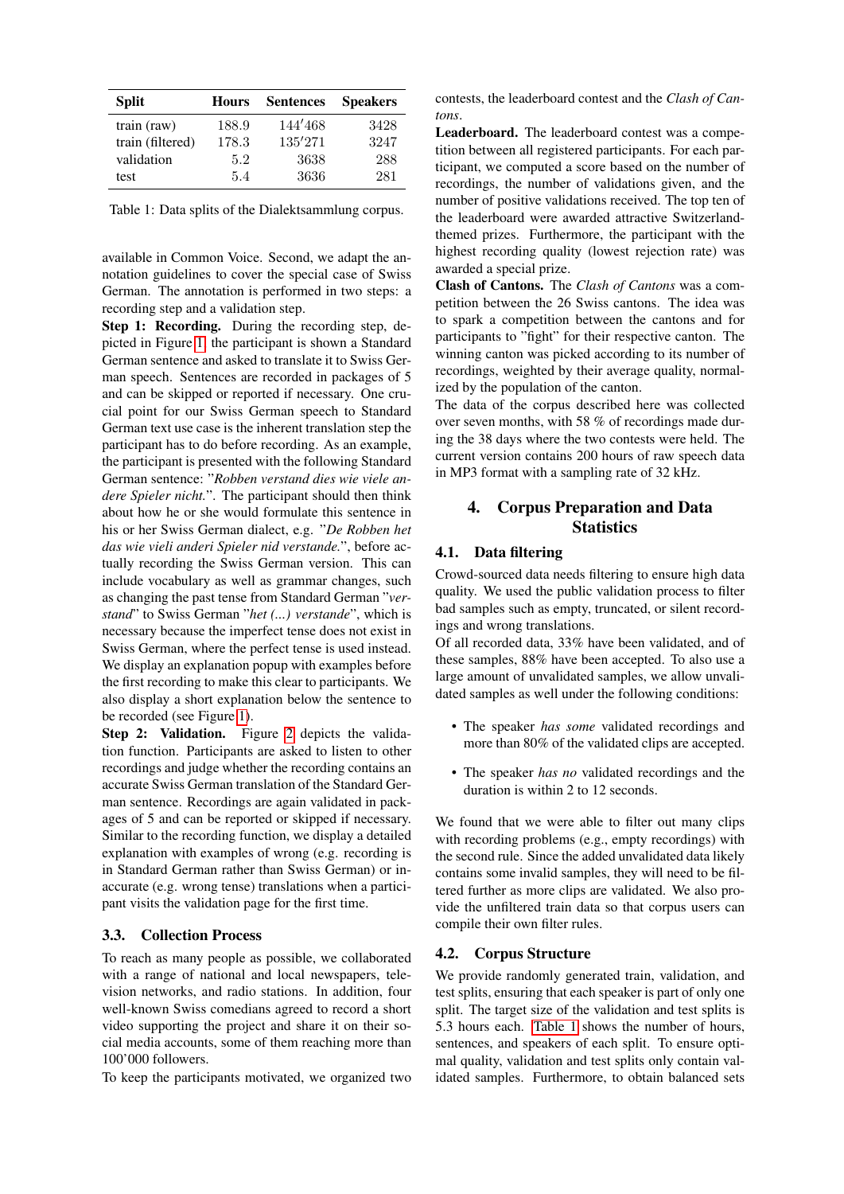| Split | Hours | Sentences | Speakers |
|---|---|---|---|
| train (raw) | 188.9 | 144′468 | 3428 |
| train (filtered) | 178.3 | 135′271 | 3247 |
| validation | 5.2 | 3638 | 288 |
| test | 5.4 | 3636 | 281 |

Table 1: Data splits of the Dialektsammlung corpus.

available in Common Voice. Second, we adapt the annotation guidelines to cover the special case of Swiss German. The annotation is performed in two steps: a recording step and a validation step.

**Step 1: Recording.** During the recording step, depicted in Figure 1, the participant is shown a Standard German sentence and asked to translate it to Swiss German speech. Sentences are recorded in packages of 5 and can be skipped or reported if necessary. One crucial point for our Swiss German speech to Standard German text use case is the inherent translation step the participant has to do before recording. As an example, the participant is presented with the following Standard German sentence: "*Robben verstand dies wie viele andere Spieler nicht.*". The participant should then think about how he or she would formulate this sentence in his or her Swiss German dialect, e.g. "*De Robben het das wie vieli anderi Spieler nid verstande.*", before actually recording the Swiss German version. This can include vocabulary as well as grammar changes, such as changing the past tense from Standard German "*verstand*" to Swiss German "*het (...) verstande*", which is necessary because the imperfect tense does not exist in Swiss German, where the perfect tense is used instead. We display an explanation popup with examples before the first recording to make this clear to participants. We also display a short explanation below the sentence to be recorded (see Figure 1).

**Step 2: Validation.** Figure 2 depicts the validation function. Participants are asked to listen to other recordings and judge whether the recording contains an accurate Swiss German translation of the Standard German sentence. Recordings are again validated in packages of 5 and can be reported or skipped if necessary. Similar to the recording function, we display a detailed explanation with examples of wrong (e.g. recording is in Standard German rather than Swiss German) or inaccurate (e.g. wrong tense) translations when a participant visits the validation page for the first time.

### 3.3. Collection Process

To reach as many people as possible, we collaborated with a range of national and local newspapers, television networks, and radio stations. In addition, four well-known Swiss comedians agreed to record a short video supporting the project and share it on their social media accounts, some of them reaching more than 100'000 followers.

To keep the participants motivated, we organized two contests, the leaderboard contest and the *Clash of Cantons*.

**Leaderboard.** The leaderboard contest was a competition between all registered participants. For each participant, we computed a score based on the number of recordings, the number of validations given, and the number of positive validations received. The top ten of the leaderboard were awarded attractive Switzerland-themed prizes. Furthermore, the participant with the highest recording quality (lowest rejection rate) was awarded a special prize.

**Clash of Cantons.** The *Clash of Cantons* was a competition between the 26 Swiss cantons. The idea was to spark a competition between the cantons and for participants to "fight" for their respective canton. The winning canton was picked according to its number of recordings, weighted by their average quality, normalized by the population of the canton.

The data of the corpus described here was collected over seven months, with 58 % of recordings made during the 38 days where the two contests were held. The current version contains 200 hours of raw speech data in MP3 format with a sampling rate of 32 kHz.

## 4. Corpus Preparation and Data Statistics

### 4.1. Data filtering

Crowd-sourced data needs filtering to ensure high data quality. We used the public validation process to filter bad samples such as empty, truncated, or silent recordings and wrong translations.

Of all recorded data, 33% have been validated, and of these samples, 88% have been accepted. To also use a large amount of unvalidated samples, we allow unvalidated samples as well under the following conditions:

- The speaker *has some* validated recordings and more than 80% of the validated clips are accepted.
- The speaker *has no* validated recordings and the duration is within 2 to 12 seconds.

We found that we were able to filter out many clips with recording problems (e.g., empty recordings) with the second rule. Since the added unvalidated data likely contains some invalid samples, they will need to be filtered further as more clips are validated. We also provide the unfiltered train data so that corpus users can compile their own filter rules.

### 4.2. Corpus Structure

We provide randomly generated train, validation, and test splits, ensuring that each speaker is part of only one split. The target size of the validation and test splits is 5.3 hours each. Table 1 shows the number of hours, sentences, and speakers of each split. To ensure optimal quality, validation and test splits only contain validated samples. Furthermore, to obtain balanced sets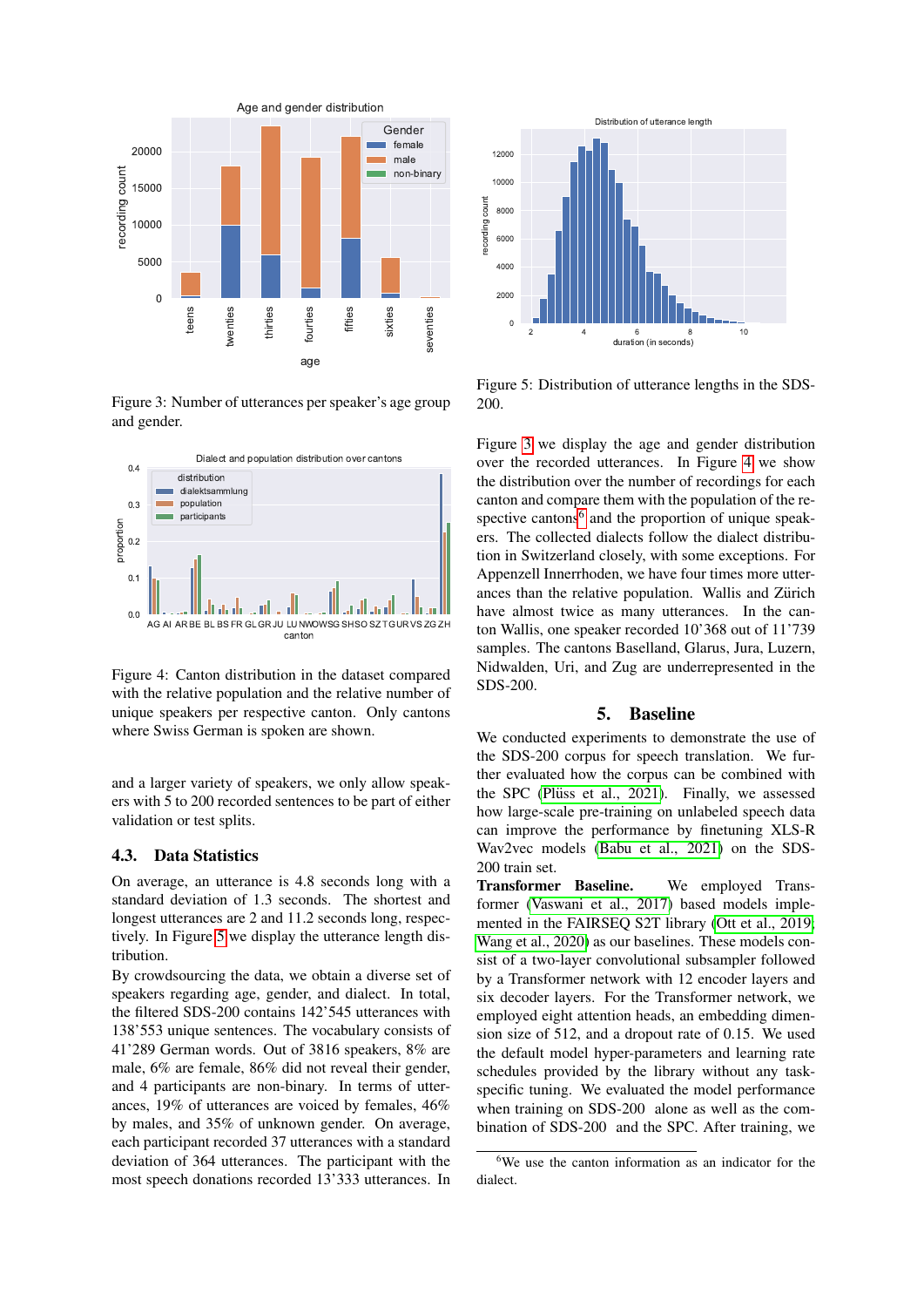Figure 3: Number of utterances per speaker's age group and gender.

Figure 4: Canton distribution in the dataset compared with the relative population and the relative number of unique speakers per respective canton. Only cantons where Swiss German is spoken are shown.

and a larger variety of speakers, we only allow speakers with 5 to 200 recorded sentences to be part of either validation or test splits.

### 4.3. Data Statistics

On average, an utterance is 4.8 seconds long with a standard deviation of 1.3 seconds. The shortest and longest utterances are 2 and 11.2 seconds long, respectively. In Figure 5 we display the utterance length distribution.

By crowdsourcing the data, we obtain a diverse set of speakers regarding age, gender, and dialect. In total, the filtered SDS-200 contains 142'545 utterances with 138'553 unique sentences. The vocabulary consists of 41'289 German words. Out of 3816 speakers, 8% are male, 6% are female, 86% did not reveal their gender, and 4 participants are non-binary. In terms of utterances, 19% of utterances are voiced by females, 46% by males, and 35% of unknown gender. On average, each participant recorded 37 utterances with a standard deviation of 364 utterances. The participant with the most speech donations recorded 13'333 utterances. In

Figure 5: Distribution of utterance lengths in the SDS-200.

Figure 3 we display the age and gender distribution over the recorded utterances. In Figure 4 we show the distribution over the number of recordings for each canton and compare them with the population of the respective cantons[6] and the proportion of unique speakers. The collected dialects follow the dialect distribution in Switzerland closely, with some exceptions. For Appenzell Innerrhoden, we have four times more utterances than the relative population. Wallis and Zürich have almost twice as many utterances. In the canton Wallis, one speaker recorded 10'368 out of 11'739 samples. The cantons Baselland, Glarus, Jura, Luzern, Nidwalden, Uri, and Zug are underrepresented in the SDS-200.

## 5. Baseline

We conducted experiments to demonstrate the use of the SDS-200 corpus for speech translation. We further evaluated how the corpus can be combined with the SPC (Plüss et al., 2021). Finally, we assessed how large-scale pre-training on unlabeled speech data can improve the performance by finetuning XLS-R Wav2vec models (Babu et al., 2021) on the SDS-200 train set.

**Transformer Baseline.** We employed Transformer (Vaswani et al., 2017) based models implemented in the FAIRSEQ S2T library (Ott et al., 2019; Wang et al., 2020) as our baselines. These models consist of a two-layer convolutional subsampler followed by a Transformer network with 12 encoder layers and six decoder layers. For the Transformer network, we employed eight attention heads, an embedding dimension size of 512, and a dropout rate of 0.15. We used the default model hyper-parameters and learning rate schedules provided by the library without any task-specific tuning. We evaluated the model performance when training on SDS-200 alone as well as the combination of SDS-200 and the SPC. After training, we

[6] We use the canton information as an indicator for the dialect.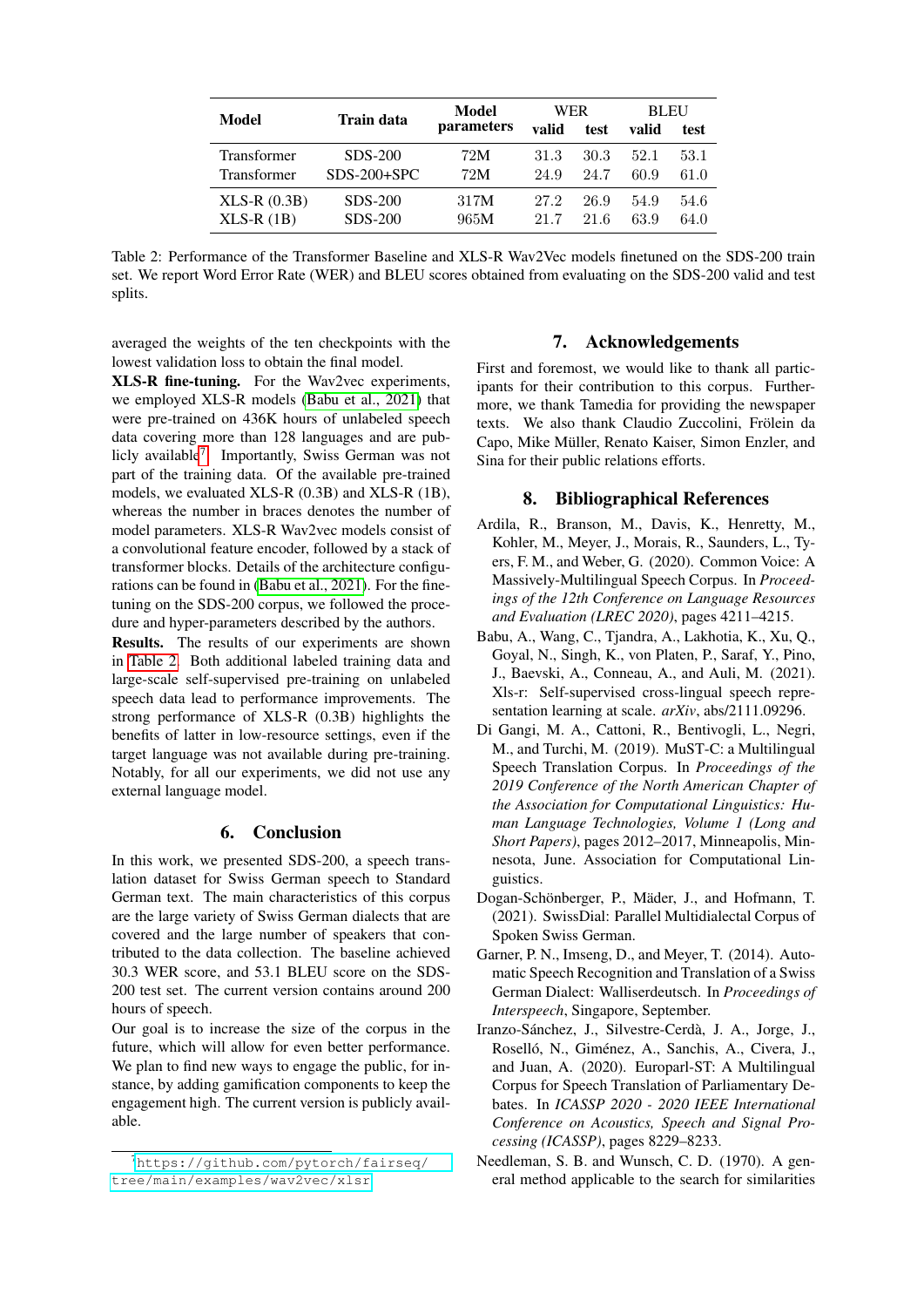| Model | Train data | Model parameters | WER | | BLEU | |
|---|---|---|---|---|---|---|
| | | | valid | test | valid | test |
| Transformer | SDS-200 | 72M | 31.3 | 30.3 | 52.1 | 53.1 |
| Transformer | SDS-200+SPC | 72M | 24.9 | 24.7 | 60.9 | 61.0 |
| XLS-R (0.3B) | SDS-200 | 317M | 27.2 | 26.9 | 54.9 | 54.6 |
| XLS-R (1B) | SDS-200 | 965M | 21.7 | 21.6 | 63.9 | 64.0 |

Table 2: Performance of the Transformer Baseline and XLS-R Wav2Vec models finetuned on the SDS-200 train set. We report Word Error Rate (WER) and BLEU scores obtained from evaluating on the SDS-200 valid and test splits.

averaged the weights of the ten checkpoints with the lowest validation loss to obtain the final model.

**XLS-R fine-tuning.** For the Wav2vec experiments, we employed XLS-R models (Babu et al., 2021) that were pre-trained on 436K hours of unlabeled speech data covering more than 128 languages and are publicly available[7]. Importantly, Swiss German was not part of the training data. Of the available pre-trained models, we evaluated XLS-R (0.3B) and XLS-R (1B), whereas the number in braces denotes the number of model parameters. XLS-R Wav2vec models consist of a convolutional feature encoder, followed by a stack of transformer blocks. Details of the architecture configurations can be found in (Babu et al., 2021). For the fine-tuning on the SDS-200 corpus, we followed the procedure and hyper-parameters described by the authors.

**Results.** The results of our experiments are shown in Table 2. Both additional labeled training data and large-scale self-supervised pre-training on unlabeled speech data lead to performance improvements. The strong performance of XLS-R (0.3B) highlights the benefits of latter in low-resource settings, even if the target language was not available during pre-training. Notably, for all our experiments, we did not use any external language model.

## 6. Conclusion

In this work, we presented SDS-200, a speech translation dataset for Swiss German speech to Standard German text. The main characteristics of this corpus are the large variety of Swiss German dialects that are covered and the large number of speakers that contributed to the data collection. The baseline achieved 30.3 WER score, and 53.1 BLEU score on the SDS-200 test set. The current version contains around 200 hours of speech.

Our goal is to increase the size of the corpus in the future, which will allow for even better performance. We plan to find new ways to engage the public, for instance, by adding gamification components to keep the engagement high. The current version is publicly available.

[7] https://github.com/pytorch/fairseq/tree/main/examples/wav2vec/xlsr

## 7. Acknowledgements

First and foremost, we would like to thank all participants for their contribution to this corpus. Furthermore, we thank Tamedia for providing the newspaper texts. We also thank Claudio Zuccolini, Frölein da Capo, Mike Müller, Renato Kaiser, Simon Enzler, and Sina for their public relations efforts.

## 8. Bibliographical References

Ardila, R., Branson, M., Davis, K., Henretty, M., Kohler, M., Meyer, J., Morais, R., Saunders, L., Tyers, F. M., and Weber, G. (2020). Common Voice: A Massively-Multilingual Speech Corpus. In *Proceedings of the 12th Conference on Language Resources and Evaluation (LREC 2020)*, pages 4211–4215.

Babu, A., Wang, C., Tjandra, A., Lakhotia, K., Xu, Q., Goyal, N., Singh, K., von Platen, P., Saraf, Y., Pino, J., Baevski, A., Conneau, A., and Auli, M. (2021). Xls-r: Self-supervised cross-lingual speech representation learning at scale. *arXiv*, abs/2111.09296.

Di Gangi, M. A., Cattoni, R., Bentivogli, L., Negri, M., and Turchi, M. (2019). MuST-C: a Multilingual Speech Translation Corpus. In *Proceedings of the 2019 Conference of the North American Chapter of the Association for Computational Linguistics: Human Language Technologies, Volume 1 (Long and Short Papers)*, pages 2012–2017, Minneapolis, Minnesota, June. Association for Computational Linguistics.

Dogan-Schönberger, P., Mäder, J., and Hofmann, T. (2021). SwissDial: Parallel Multidialectal Corpus of Spoken Swiss German.

Garner, P. N., Imseng, D., and Meyer, T. (2014). Automatic Speech Recognition and Translation of a Swiss German Dialect: Walliserdeutsch. In *Proceedings of Interspeech*, Singapore, September.

Iranzo-Sánchez, J., Silvestre-Cerdà, J. A., Jorge, J., Roselló, N., Giménez, A., Sanchis, A., Civera, J., and Juan, A. (2020). Europarl-ST: A Multilingual Corpus for Speech Translation of Parliamentary Debates. In *ICASSP 2020 - 2020 IEEE International Conference on Acoustics, Speech and Signal Processing (ICASSP)*, pages 8229–8233.

Needleman, S. B. and Wunsch, C. D. (1970). A general method applicable to the search for similarities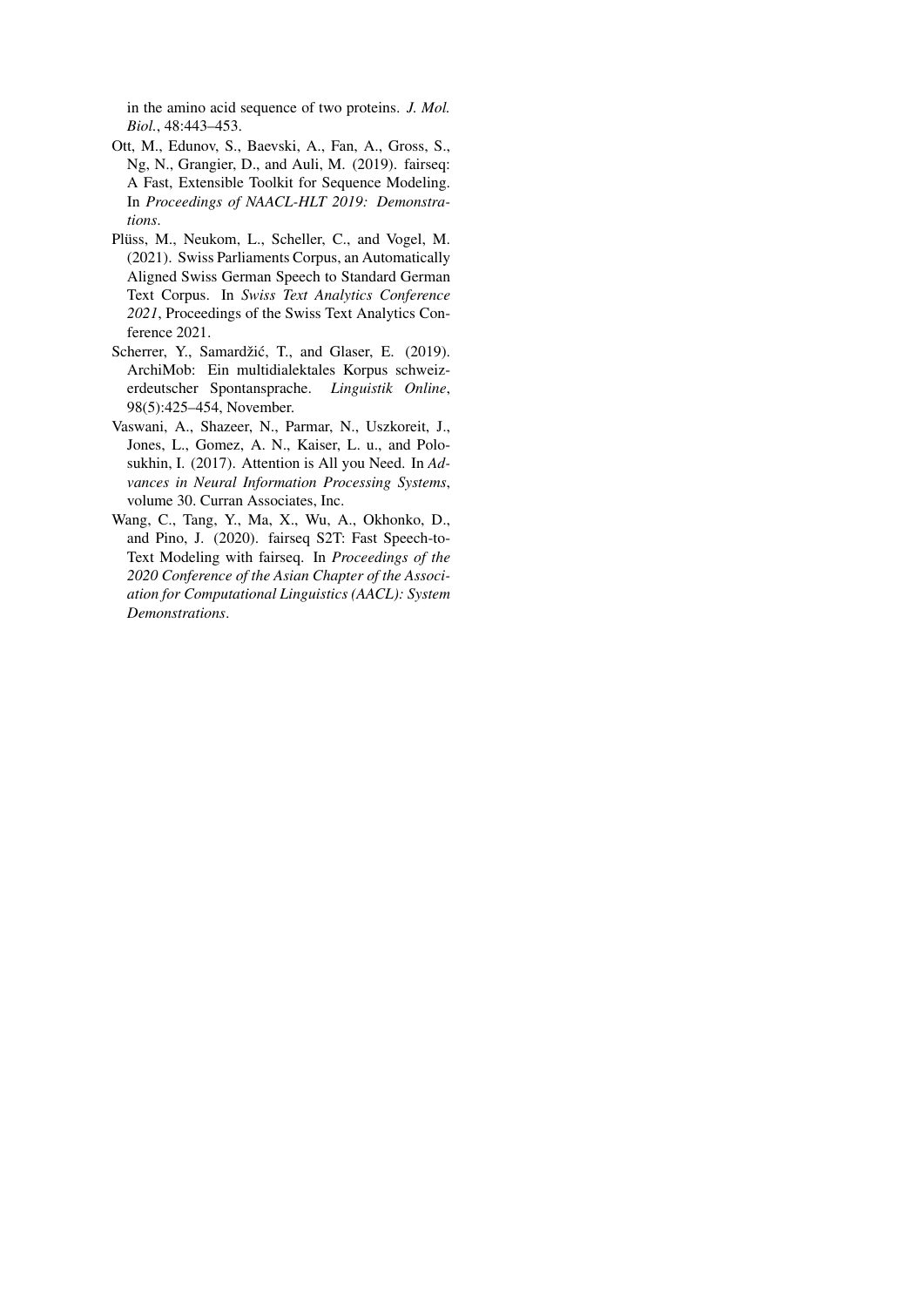in the amino acid sequence of two proteins. *J. Mol. Biol.*, 48:443–453.

Ott, M., Edunov, S., Baevski, A., Fan, A., Gross, S., Ng, N., Grangier, D., and Auli, M. (2019). fairseq: A Fast, Extensible Toolkit for Sequence Modeling. In *Proceedings of NAACL-HLT 2019: Demonstrations*.

Plüss, M., Neukom, L., Scheller, C., and Vogel, M. (2021). Swiss Parliaments Corpus, an Automatically Aligned Swiss German Speech to Standard German Text Corpus. In *Swiss Text Analytics Conference 2021*, Proceedings of the Swiss Text Analytics Conference 2021.

Scherrer, Y., Samardžić, T., and Glaser, E. (2019). ArchiMob: Ein multidialektales Korpus schweizerdeutscher Spontansprache. *Linguistik Online*, 98(5):425–454, November.

Vaswani, A., Shazeer, N., Parmar, N., Uszkoreit, J., Jones, L., Gomez, A. N., Kaiser, L. u., and Polosukhin, I. (2017). Attention is All you Need. In *Advances in Neural Information Processing Systems*, volume 30. Curran Associates, Inc.

Wang, C., Tang, Y., Ma, X., Wu, A., Okhonko, D., and Pino, J. (2020). fairseq S2T: Fast Speech-to-Text Modeling with fairseq. In *Proceedings of the 2020 Conference of the Asian Chapter of the Association for Computational Linguistics (AACL): System Demonstrations*.